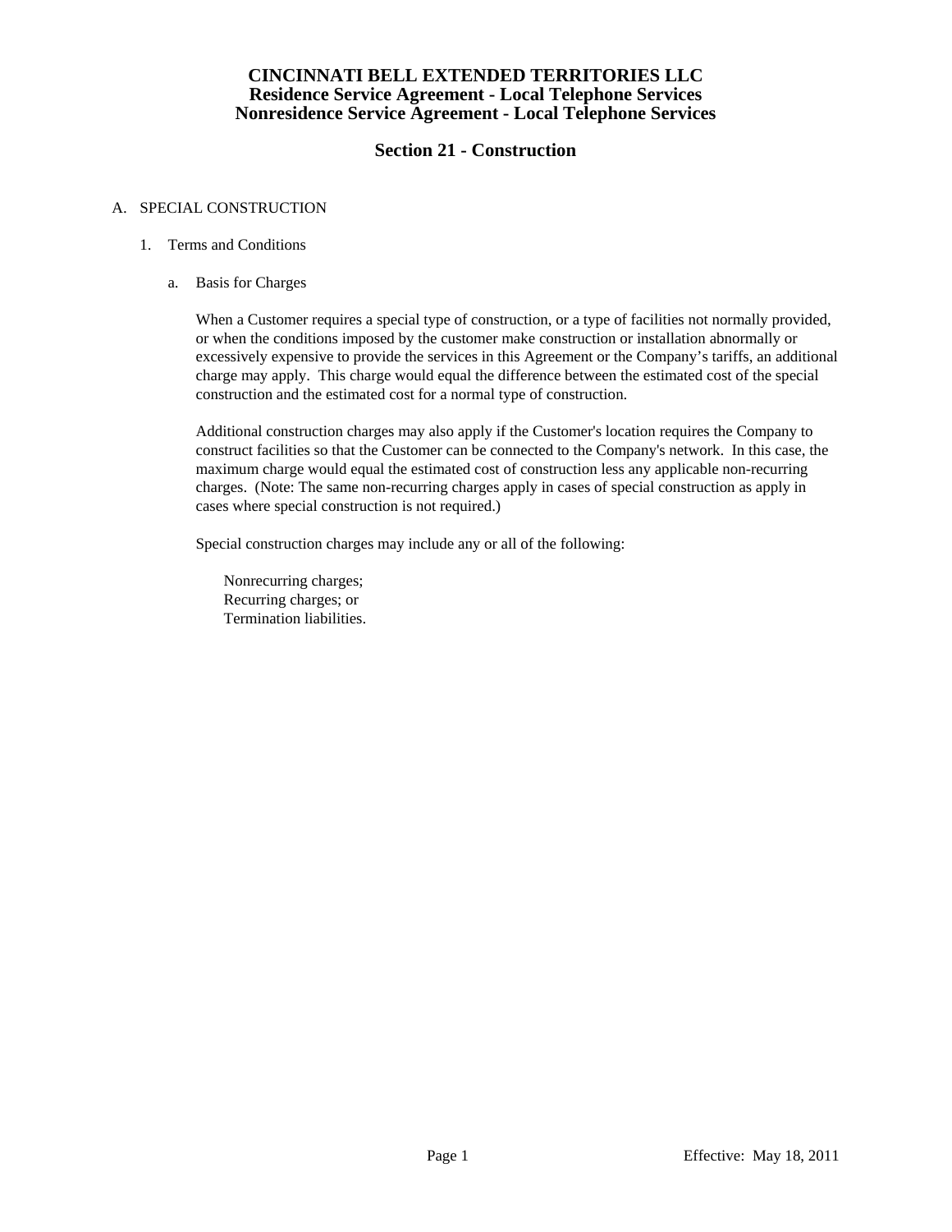# CINCINNATI BELL EXTENDED TERRITORIES LLC
## Residence Service Agreement - Local Telephone Services
## Nonresidence Service Agreement - Local Telephone Services

## Section 21 - Construction

A. SPECIAL CONSTRUCTION

1. Terms and Conditions

   a. Basis for Charges

      When a Customer requires a special type of construction, or a type of facilities not normally provided, or when the conditions imposed by the customer make construction or installation abnormally or excessively expensive to provide the services in this Agreement or the Company's tariffs, an additional charge may apply. This charge would equal the difference between the estimated cost of the special construction and the estimated cost for a normal type of construction.

      Additional construction charges may also apply if the Customer's location requires the Company to construct facilities so that the Customer can be connected to the Company's network. In this case, the maximum charge would equal the estimated cost of construction less any applicable non-recurring charges. (Note: The same non-recurring charges apply in cases of special construction as apply in cases where special construction is not required.)

      Special construction charges may include any or all of the following:

      Nonrecurring charges;
      Recurring charges; or
      Termination liabilities.

Effective: May 18, 2011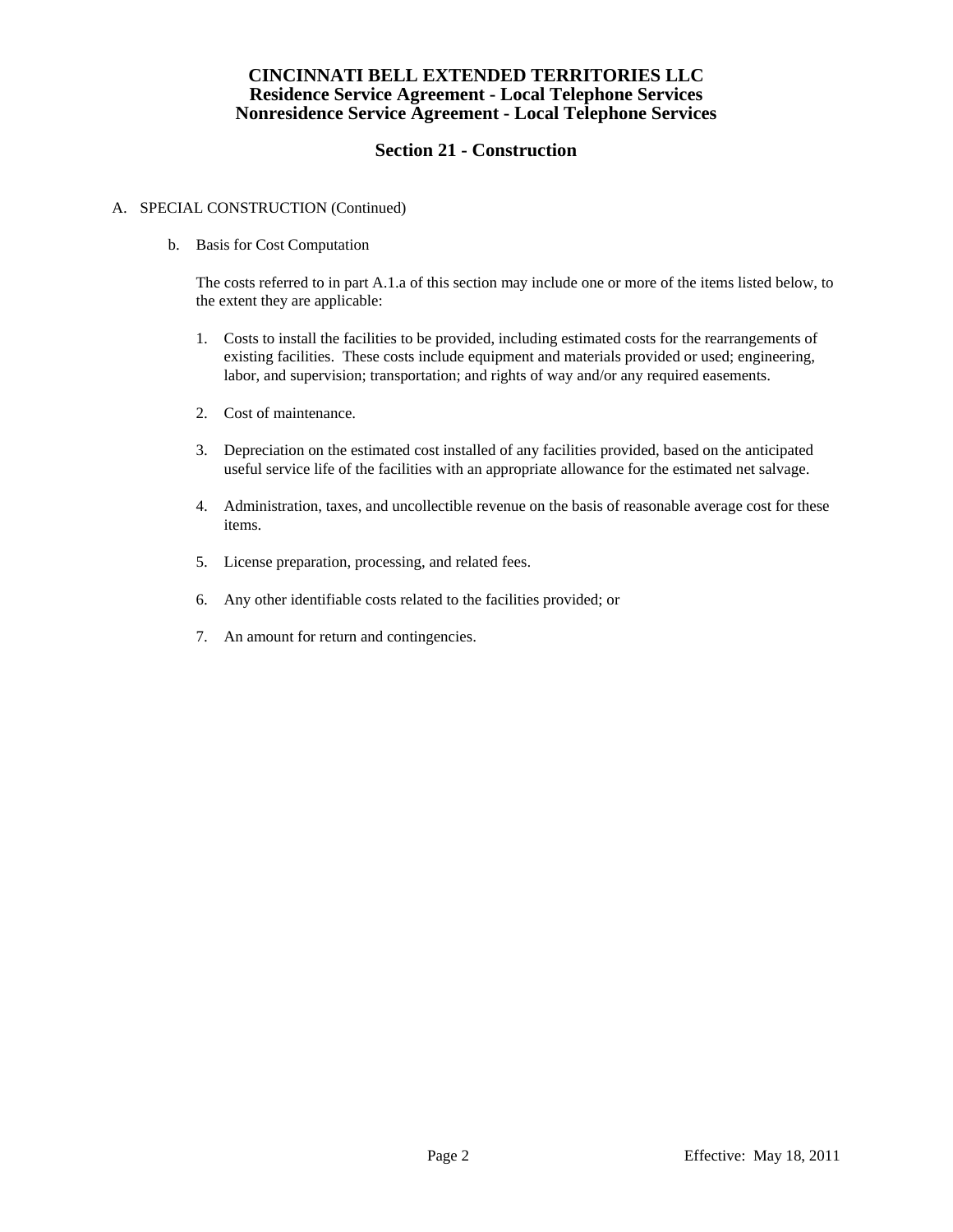**CINCINNATI BELL EXTENDED TERRITORIES LLC**
**Residence Service Agreement - Local Telephone Services**
**Nonresidence Service Agreement - Local Telephone Services**

## Section 21 - Construction

A. SPECIAL CONSTRUCTION (Continued)

b. Basis for Cost Computation

The costs referred to in part A.1.a of this section may include one or more of the items listed below, to the extent they are applicable:

1. Costs to install the facilities to be provided, including estimated costs for the rearrangements of existing facilities. These costs include equipment and materials provided or used; engineering, labor, and supervision; transportation; and rights of way and/or any required easements.

2. Cost of maintenance.

3. Depreciation on the estimated cost installed of any facilities provided, based on the anticipated useful service life of the facilities with an appropriate allowance for the estimated net salvage.

4. Administration, taxes, and uncollectible revenue on the basis of reasonable average cost for these items.

5. License preparation, processing, and related fees.

6. Any other identifiable costs related to the facilities provided; or

7. An amount for return and contingencies.

Effective: May 18, 2011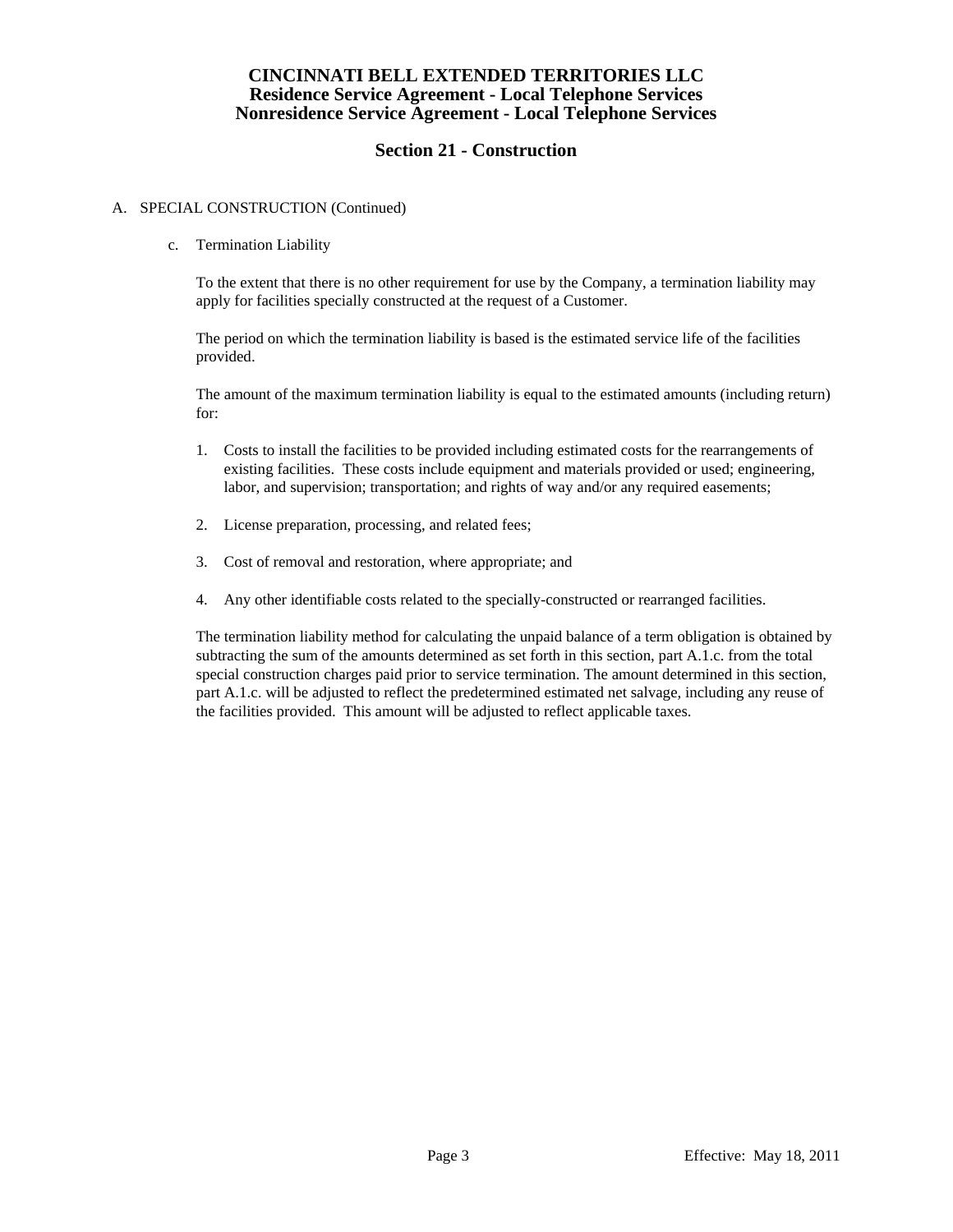# CINCINNATI BELL EXTENDED TERRITORIES LLC
## Residence Service Agreement - Local Telephone Services
## Nonresidence Service Agreement - Local Telephone Services

## Section 21 - Construction

A. SPECIAL CONSTRUCTION (Continued)

c. Termination Liability

To the extent that there is no other requirement for use by the Company, a termination liability may apply for facilities specially constructed at the request of a Customer.

The period on which the termination liability is based is the estimated service life of the facilities provided.

The amount of the maximum termination liability is equal to the estimated amounts (including return) for:

1. Costs to install the facilities to be provided including estimated costs for the rearrangements of existing facilities. These costs include equipment and materials provided or used; engineering, labor, and supervision; transportation; and rights of way and/or any required easements;

2. License preparation, processing, and related fees;

3. Cost of removal and restoration, where appropriate; and

4. Any other identifiable costs related to the specially-constructed or rearranged facilities.

The termination liability method for calculating the unpaid balance of a term obligation is obtained by subtracting the sum of the amounts determined as set forth in this section, part A.1.c. from the total special construction charges paid prior to service termination. The amount determined in this section, part A.1.c. will be adjusted to reflect the predetermined estimated net salvage, including any reuse of the facilities provided. This amount will be adjusted to reflect applicable taxes.

Effective: May 18, 2011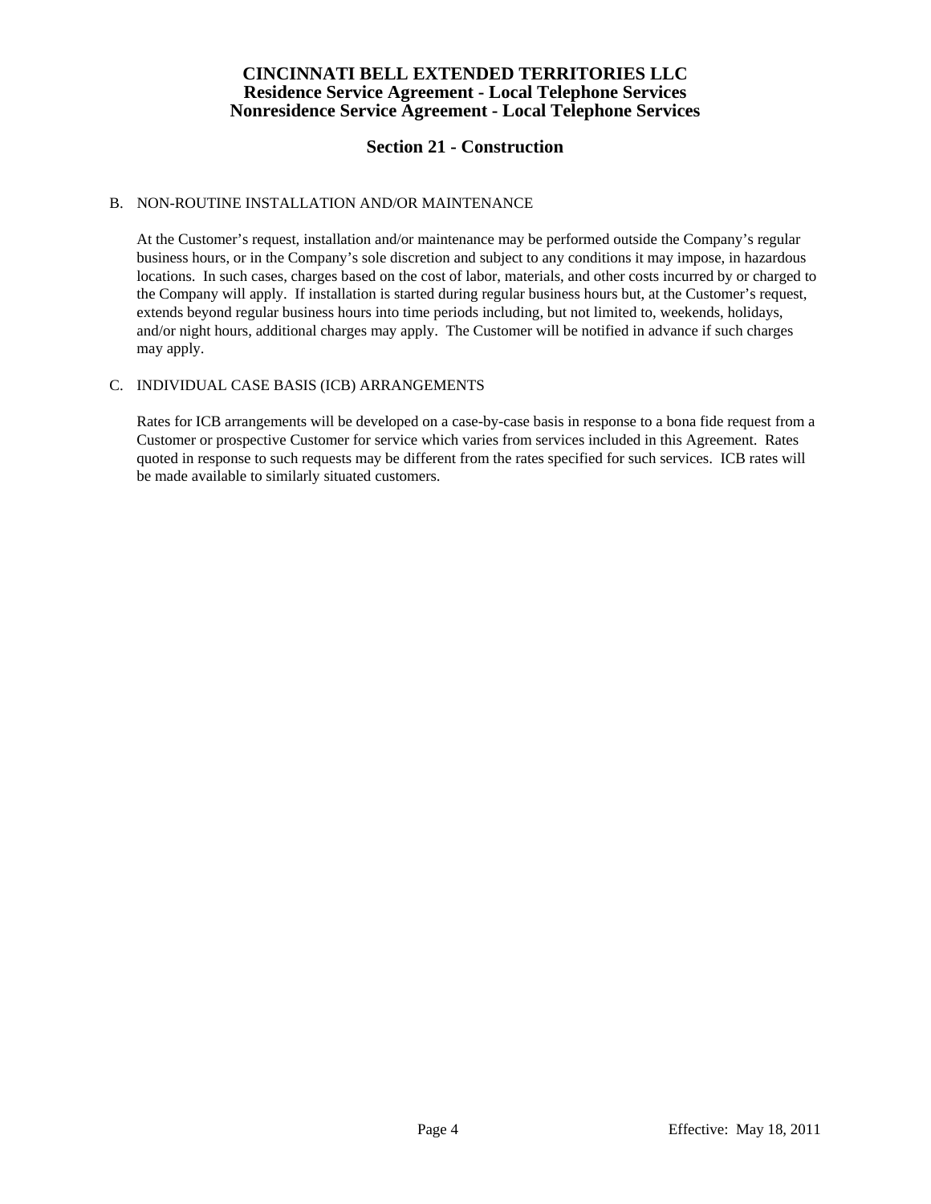**CINCINNATI BELL EXTENDED TERRITORIES LLC**
**Residence Service Agreement - Local Telephone Services**
**Nonresidence Service Agreement - Local Telephone Services**

## Section 21 - Construction

B. NON-ROUTINE INSTALLATION AND/OR MAINTENANCE

At the Customer's request, installation and/or maintenance may be performed outside the Company's regular business hours, or in the Company's sole discretion and subject to any conditions it may impose, in hazardous locations. In such cases, charges based on the cost of labor, materials, and other costs incurred by or charged to the Company will apply. If installation is started during regular business hours but, at the Customer's request, extends beyond regular business hours into time periods including, but not limited to, weekends, holidays, and/or night hours, additional charges may apply. The Customer will be notified in advance if such charges may apply.

C. INDIVIDUAL CASE BASIS (ICB) ARRANGEMENTS

Rates for ICB arrangements will be developed on a case-by-case basis in response to a bona fide request from a Customer or prospective Customer for service which varies from services included in this Agreement. Rates quoted in response to such requests may be different from the rates specified for such services. ICB rates will be made available to similarly situated customers.

Effective: May 18, 2011